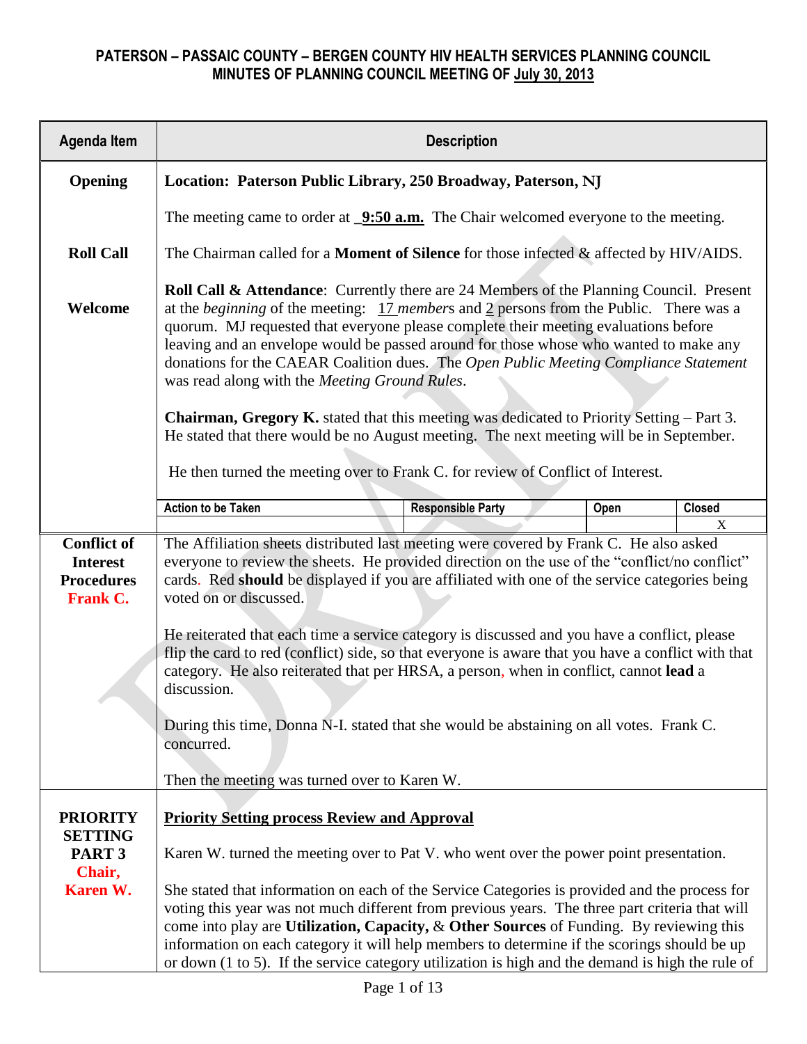# PATERSON – PASSAIC COUNTY – BERGEN COUNTY HIV HEALTH SERVICES PLANNING COUNCIL
## MINUTES OF PLANNING COUNCIL MEETING OF July 30, 2013

| Agenda Item | Description |
|---|---|
| **Opening**<br><br>**Roll Call**<br><br>**Welcome** | **Location: Paterson Public Library, 250 Broadway, Paterson, NJ**<br><br>The meeting came to order at **9:50 a.m.** The Chair welcomed everyone to the meeting.<br><br>The Chairman called for a **Moment of Silence** for those infected & affected by HIV/AIDS.<br><br>**Roll Call & Attendance**: Currently there are 24 Members of the Planning Council. Present at the *beginning* of the meeting: 17 *member*s and 2 persons from the Public. There was a quorum. MJ requested that everyone please complete their meeting evaluations before leaving and an envelope would be passed around for those whose who wanted to make any donations for the CAEAR Coalition dues. The *Open Public Meeting Compliance Statement* was read along with the *Meeting Ground Rules*.<br><br>**Chairman, Gregory K.** stated that this meeting was dedicated to Priority Setting – Part 3. He stated that there would be no August meeting. The next meeting will be in September.<br><br>He then turned the meeting over to Frank C. for review of Conflict of Interest.<br><br>Action to be Taken: — / Responsible Party: — / Open: — / Closed: X |
| **Conflict of Interest Procedures**<br>**Frank C.** | The Affiliation sheets distributed last meeting were covered by Frank C. He also asked everyone to review the sheets. He provided direction on the use of the "conflict/no conflict" cards. Red **should** be displayed if you are affiliated with one of the service categories being voted on or discussed.<br><br>He reiterated that each time a service category is discussed and you have a conflict, please flip the card to red (conflict) side, so that everyone is aware that you have a conflict with that category. He also reiterated that per HRSA, a person, when in conflict, cannot **lead** a discussion.<br><br>During this time, Donna N-I. stated that she would be abstaining on all votes. Frank C. concurred.<br><br>Then the meeting was turned over to Karen W. |
| **PRIORITY SETTING PART 3**<br>**Chair, Karen W.** | **Priority Setting process Review and Approval**<br><br>Karen W. turned the meeting over to Pat V. who went over the power point presentation.<br><br>She stated that information on each of the Service Categories is provided and the process for voting this year was not much different from previous years. The three part criteria that will come into play are **Utilization, Capacity,** & **Other Sources** of Funding. By reviewing this information on each category it will help members to determine if the scorings should be up or down (1 to 5). If the service category utilization is high and the demand is high the rule of |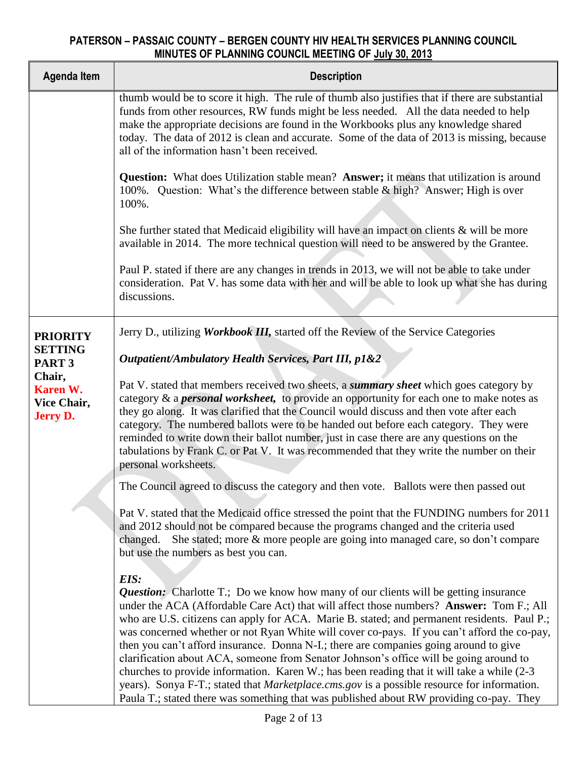| Agenda Item | Description |
|---|---|
| | thumb would be to score it high. The rule of thumb also justifies that if there are substantial funds from other resources, RW funds might be less needed. All the data needed to help make the appropriate decisions are found in the Workbooks plus any knowledge shared today. The data of 2012 is clean and accurate. Some of the data of 2013 is missing, because all of the information hasn't been received.<br><br>**Question:** What does Utilization stable mean? **Answer;** it means that utilization is around 100%. Question: What's the difference between stable & high? Answer; High is over 100%.<br><br>She further stated that Medicaid eligibility will have an impact on clients & will be more available in 2014. The more technical question will need to be answered by the Grantee.<br><br>Paul P. stated if there are any changes in trends in 2013, we will not be able to take under consideration. Pat V. has some data with her and will be able to look up what she has during discussions. |
| **PRIORITY SETTING PART 3**<br>**Chair, Karen W.**<br>**Vice Chair, Jerry D.** | Jerry D., utilizing ***Workbook III,*** started off the Review of the Service Categories<br><br>***Outpatient/Ambulatory Health Services, Part III, p1&2***<br><br>Pat V. stated that members received two sheets, a ***summary sheet*** which goes category by category & a ***personal worksheet,*** to provide an opportunity for each one to make notes as they go along. It was clarified that the Council would discuss and then vote after each category. The numbered ballots were to be handed out before each category. They were reminded to write down their ballot number, just in case there are any questions on the tabulations by Frank C. or Pat V. It was recommended that they write the number on their personal worksheets.<br><br>The Council agreed to discuss the category and then vote. Ballots were then passed out<br><br>Pat V. stated that the Medicaid office stressed the point that the FUNDING numbers for 2011 and 2012 should not be compared because the programs changed and the criteria used changed. She stated; more & more people are going into managed care, so don't compare but use the numbers as best you can.<br><br>***EIS:***<br>***Question:*** Charlotte T.; Do we know how many of our clients will be getting insurance under the ACA (Affordable Care Act) that will affect those numbers? **Answer:** Tom F.; All who are U.S. citizens can apply for ACA. Marie B. stated; and permanent residents. Paul P.; was concerned whether or not Ryan White will cover co-pays. If you can't afford the co-pay, then you can't afford insurance. Donna N-I.; there are companies going around to give clarification about ACA, someone from Senator Johnson's office will be going around to churches to provide information. Karen W.; has been reading that it will take a while (2-3 years). Sonya F-T.; stated that *Marketplace.cms.gov* is a possible resource for information. Paula T.; stated there was something that was published about RW providing co-pay. They |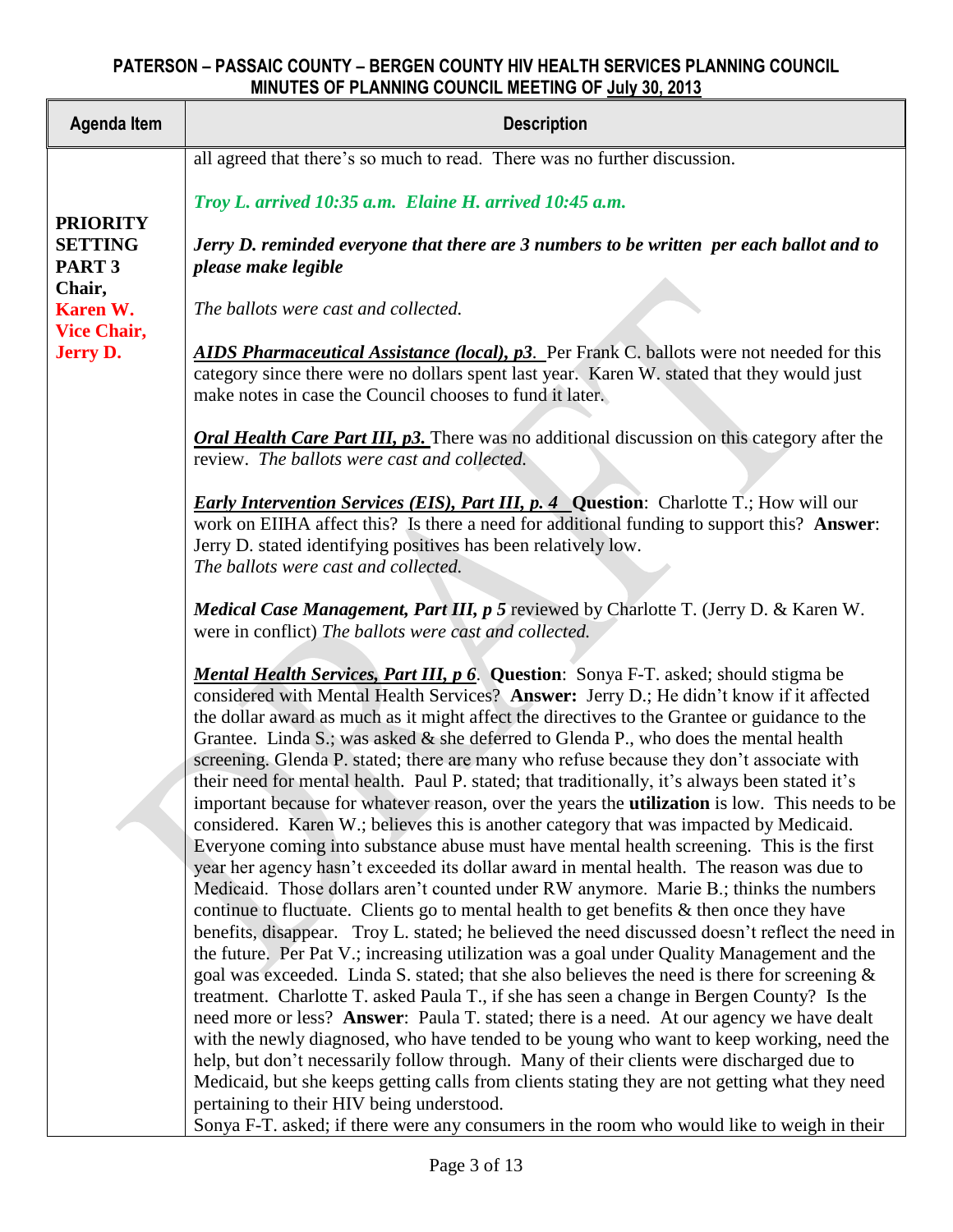| Agenda Item | Description |
|---|---|
| | all agreed that there's so much to read. There was no further discussion. |
| **PRIORITY SETTING PART 3** Chair, **Karen W.** Vice Chair, **Jerry D.** | *Troy L. arrived 10:35 a.m. Elaine H. arrived 10:45 a.m.*<br><br>***Jerry D. reminded everyone that there are 3 numbers to be written per each ballot and to please make legible***<br><br>*The ballots were cast and collected.*<br><br>***AIDS Pharmaceutical Assistance (local), p3***. Per Frank C. ballots were not needed for this category since there were no dollars spent last year. Karen W. stated that they would just make notes in case the Council chooses to fund it later.<br><br>***Oral Health Care Part III, p3.*** There was no additional discussion on this category after the review. *The ballots were cast and collected.*<br><br>***Early Intervention Services (EIS), Part III, p. 4*** **Question**: Charlotte T.; How will our work on EIIHA affect this? Is there a need for additional funding to support this? **Answer**: Jerry D. stated identifying positives has been relatively low.<br>*The ballots were cast and collected.*<br><br>***Medical Case Management, Part III, p 5*** reviewed by Charlotte T. (Jerry D. & Karen W. were in conflict) *The ballots were cast and collected.*<br><br>***Mental Health Services, Part III, p 6***. **Question**: Sonya F-T. asked; should stigma be considered with Mental Health Services? **Answer:** Jerry D.; He didn't know if it affected the dollar award as much as it might affect the directives to the Grantee or guidance to the Grantee. Linda S.; was asked & she deferred to Glenda P., who does the mental health screening. Glenda P. stated; there are many who refuse because they don't associate with their need for mental health. Paul P. stated; that traditionally, it's always been stated it's important because for whatever reason, over the years the **utilization** is low. This needs to be considered. Karen W.; believes this is another category that was impacted by Medicaid. Everyone coming into substance abuse must have mental health screening. This is the first year her agency hasn't exceeded its dollar award in mental health. The reason was due to Medicaid. Those dollars aren't counted under RW anymore. Marie B.; thinks the numbers continue to fluctuate. Clients go to mental health to get benefits & then once they have benefits, disappear. Troy L. stated; he believed the need discussed doesn't reflect the need in the future. Per Pat V.; increasing utilization was a goal under Quality Management and the goal was exceeded. Linda S. stated; that she also believes the need is there for screening & treatment. Charlotte T. asked Paula T., if she has seen a change in Bergen County? Is the need more or less? **Answer**: Paula T. stated; there is a need. At our agency we have dealt with the newly diagnosed, who have tended to be young who want to keep working, need the help, but don't necessarily follow through. Many of their clients were discharged due to Medicaid, but she keeps getting calls from clients stating they are not getting what they need pertaining to their HIV being understood.<br>Sonya F-T. asked; if there were any consumers in the room who would like to weigh in their |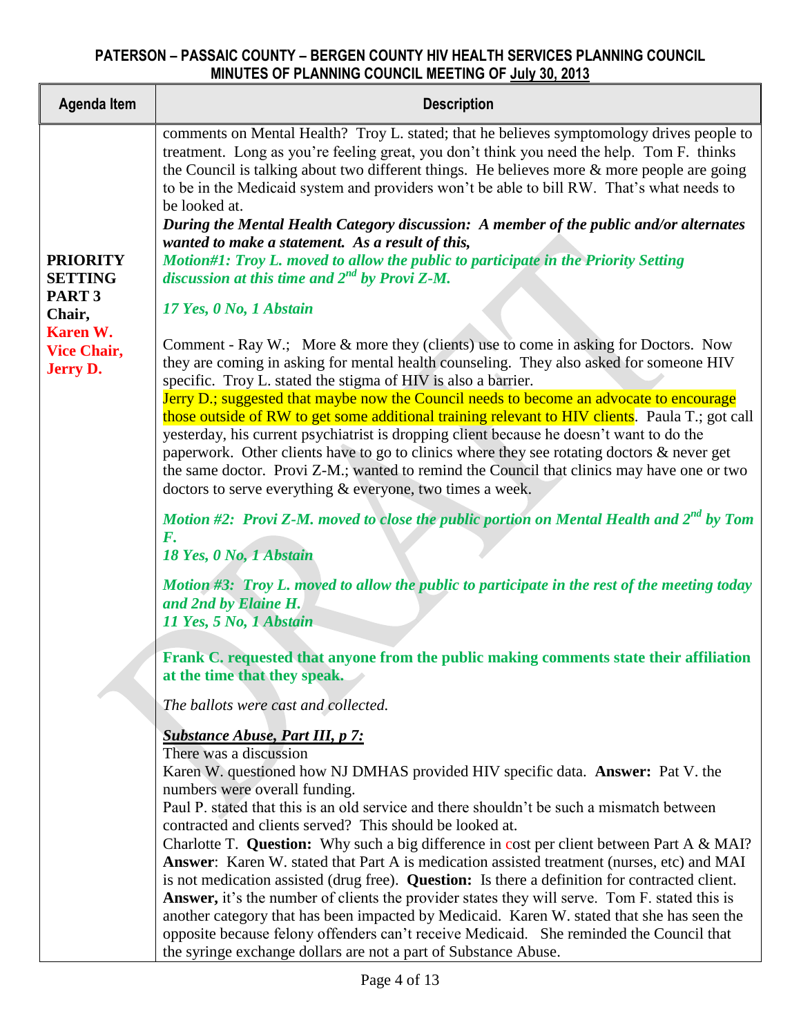| Agenda Item | Description |
| --- | --- |
| **PRIORITY SETTING PART 3 Chair, Karen W. Vice Chair, Jerry D.** | comments on Mental Health? Troy L. stated; that he believes symptomology drives people to treatment. Long as you're feeling great, you don't think you need the help. Tom F. thinks the Council is talking about two different things. He believes more & more people are going to be in the Medicaid system and providers won't be able to bill RW. That's what needs to be looked at.<br>***During the Mental Health Category discussion: A member of the public and/or alternates wanted to make a statement. As a result of this,***<br>***Motion#1: Troy L. moved to allow the public to participate in the Priority Setting discussion at this time and 2nd by Provi Z-M.***<br>***17 Yes, 0 No, 1 Abstain***<br>Comment - Ray W.; More & more they (clients) use to come in asking for Doctors. Now they are coming in asking for mental health counseling. They also asked for someone HIV specific. Troy L. stated the stigma of HIV is also a barrier.<br>Jerry D.; suggested that maybe now the Council needs to become an advocate to encourage those outside of RW to get some additional training relevant to HIV clients. Paula T.; got call yesterday, his current psychiatrist is dropping client because he doesn't want to do the paperwork. Other clients have to go to clinics where they see rotating doctors & never get the same doctor. Provi Z-M.; wanted to remind the Council that clinics may have one or two doctors to serve everything & everyone, two times a week.<br>***Motion #2: Provi Z-M. moved to close the public portion on Mental Health and 2nd by Tom F.***<br>***18 Yes, 0 No, 1 Abstain***<br>***Motion #3: Troy L. moved to allow the public to participate in the rest of the meeting today and 2nd by Elaine H.***<br>***11 Yes, 5 No, 1 Abstain***<br>**Frank C. requested that anyone from the public making comments state their affiliation at the time that they speak.**<br>*The ballots were cast and collected.*<br>***<u>Substance Abuse, Part III, p 7:</u>***<br>There was a discussion<br>Karen W. questioned how NJ DMHAS provided HIV specific data. **Answer:** Pat V. the numbers were overall funding.<br>Paul P. stated that this is an old service and there shouldn't be such a mismatch between contracted and clients served? This should be looked at.<br>Charlotte T. **Question:** Why such a big difference in cost per client between Part A & MAI? **Answer**: Karen W. stated that Part A is medication assisted treatment (nurses, etc) and MAI is not medication assisted (drug free). **Question:** Is there a definition for contracted client. **Answer,** it's the number of clients the provider states they will serve. Tom F. stated this is another category that has been impacted by Medicaid. Karen W. stated that she has seen the opposite because felony offenders can't receive Medicaid. She reminded the Council that the syringe exchange dollars are not a part of Substance Abuse. |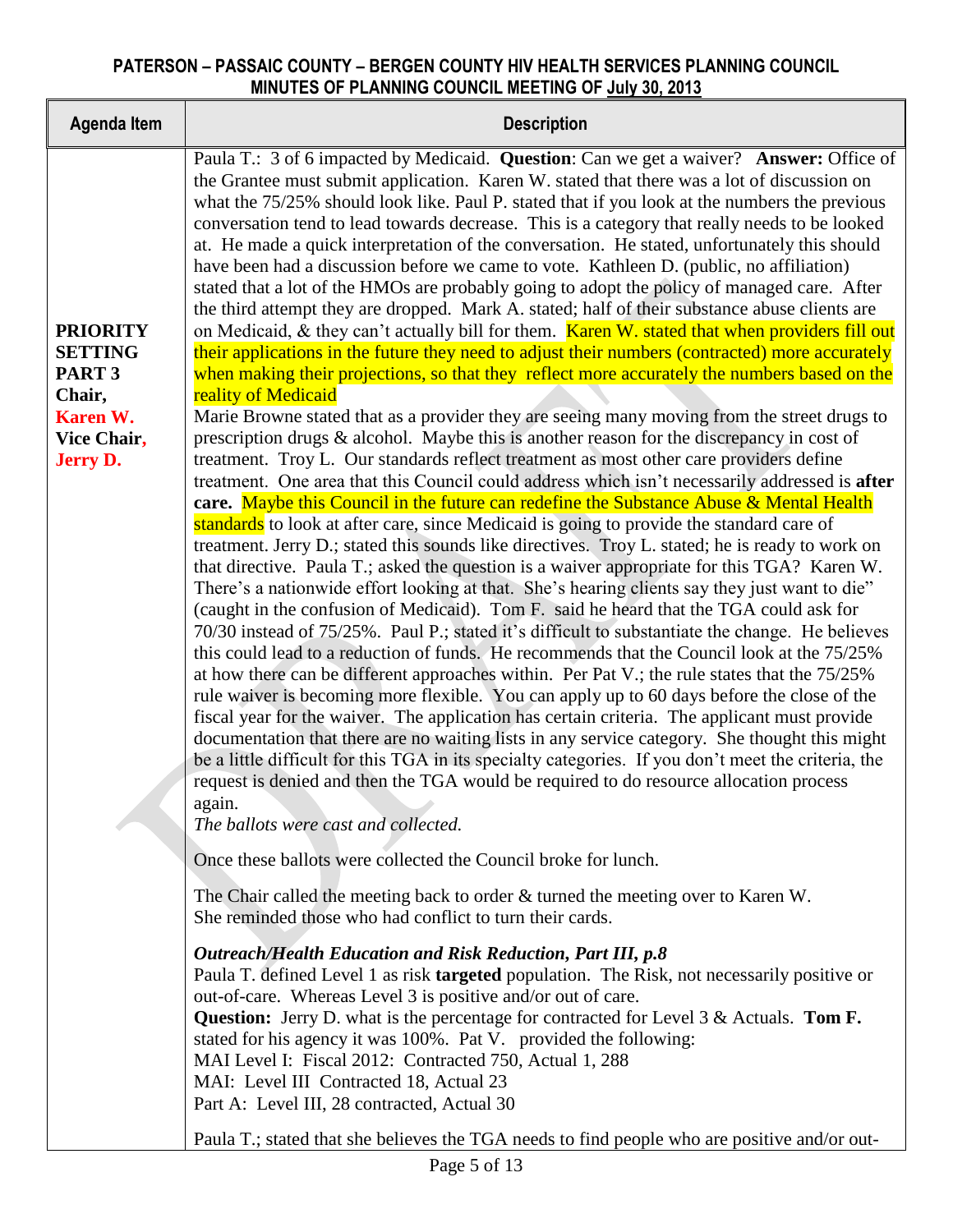## PATERSON – PASSAIC COUNTY – BERGEN COUNTY HIV HEALTH SERVICES PLANNING COUNCIL
## MINUTES OF PLANNING COUNCIL MEETING OF July 30, 2013

| Agenda Item | Description |
|---|---|
| **PRIORITY SETTING PART 3** Chair, **Karen W.** Vice Chair, **Jerry D.** | Paula T.: 3 of 6 impacted by Medicaid. **Question**: Can we get a waiver? **Answer:** Office of the Grantee must submit application. Karen W. stated that there was a lot of discussion on what the 75/25% should look like. Paul P. stated that if you look at the numbers the previous conversation tend to lead towards decrease. This is a category that really needs to be looked at. He made a quick interpretation of the conversation. He stated, unfortunately this should have been had a discussion before we came to vote. Kathleen D. (public, no affiliation) stated that a lot of the HMOs are probably going to adopt the policy of managed care. After the third attempt they are dropped. Mark A. stated; half of their substance abuse clients are on Medicaid, & they can't actually bill for them. Karen W. stated that when providers fill out their applications in the future they need to adjust their numbers (contracted) more accurately when making their projections, so that they reflect more accurately the numbers based on the reality of Medicaid<br>Marie Browne stated that as a provider they are seeing many moving from the street drugs to prescription drugs & alcohol. Maybe this is another reason for the discrepancy in cost of treatment. Troy L. Our standards reflect treatment as most other care providers define treatment. One area that this Council could address which isn't necessarily addressed is **after care.** Maybe this Council in the future can redefine the Substance Abuse & Mental Health standards to look at after care, since Medicaid is going to provide the standard care of treatment. Jerry D.; stated this sounds like directives. Troy L. stated; he is ready to work on that directive. Paula T.; asked the question is a waiver appropriate for this TGA? Karen W. There's a nationwide effort looking at that. She's hearing clients say they just want to die" (caught in the confusion of Medicaid). Tom F. said he heard that the TGA could ask for 70/30 instead of 75/25%. Paul P.; stated it's difficult to substantiate the change. He believes this could lead to a reduction of funds. He recommends that the Council look at the 75/25% at how there can be different approaches within. Per Pat V.; the rule states that the 75/25% rule waiver is becoming more flexible. You can apply up to 60 days before the close of the fiscal year for the waiver. The application has certain criteria. The applicant must provide documentation that there are no waiting lists in any service category. She thought this might be a little difficult for this TGA in its specialty categories. If you don't meet the criteria, the request is denied and then the TGA would be required to do resource allocation process again.<br>*The ballots were cast and collected.*<br><br>Once these ballots were collected the Council broke for lunch.<br><br>The Chair called the meeting back to order & turned the meeting over to Karen W.<br>She reminded those who had conflict to turn their cards.<br><br>***Outreach/Health Education and Risk Reduction, Part III, p.8***<br>Paula T. defined Level 1 as risk **targeted** population. The Risk, not necessarily positive or out-of-care. Whereas Level 3 is positive and/or out of care.<br>**Question:** Jerry D. what is the percentage for contracted for Level 3 & Actuals. **Tom F.** stated for his agency it was 100%. Pat V. provided the following:<br>MAI Level I: Fiscal 2012: Contracted 750, Actual 1, 288<br>MAI: Level III Contracted 18, Actual 23<br>Part A: Level III, 28 contracted, Actual 30<br><br>Paula T.; stated that she believes the TGA needs to find people who are positive and/or out- |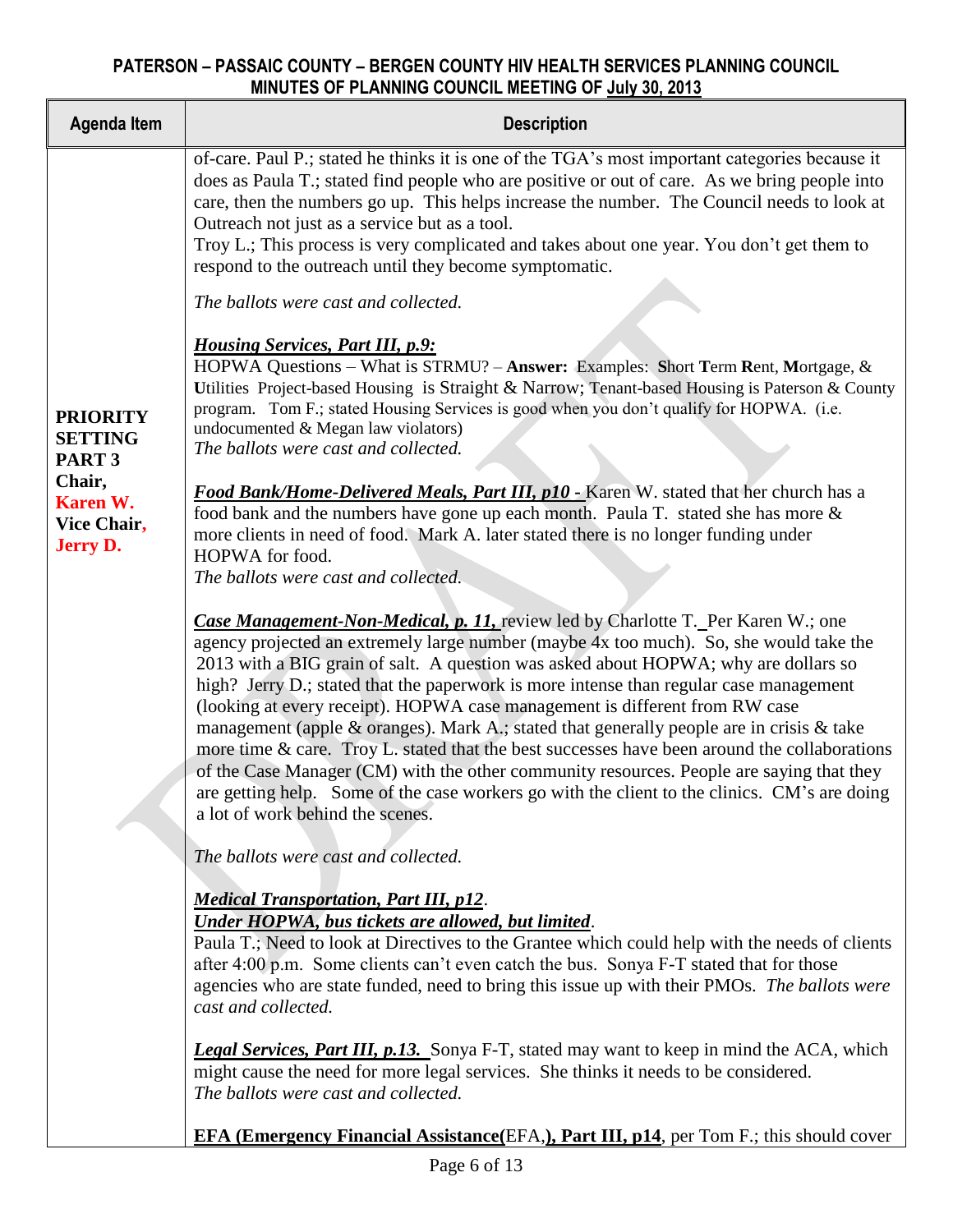**PATERSON – PASSAIC COUNTY – BERGEN COUNTY HIV HEALTH SERVICES PLANNING COUNCIL**
**MINUTES OF PLANNING COUNCIL MEETING OF July 30, 2013**

| Agenda Item | Description |
|---|---|
| **PRIORITY SETTING PART 3** Chair, **Karen W.** Vice Chair, **Jerry D.** | of-care. Paul P.; stated he thinks it is one of the TGA's most important categories because it does as Paula T.; stated find people who are positive or out of care. As we bring people into care, then the numbers go up. This helps increase the number. The Council needs to look at Outreach not just as a service but as a tool.<br>Troy L.; This process is very complicated and takes about one year. You don't get them to respond to the outreach until they become symptomatic.<br><br>*The ballots were cast and collected.*<br><br>***Housing Services, Part III, p.9:***<br>HOPWA Questions – What is STRMU? – **Answer:** Examples: **S**hort **T**erm **R**ent, **M**ortgage, & **U**tilities Project-based Housing is Straight & Narrow; Tenant-based Housing is Paterson & County program. Tom F.; stated Housing Services is good when you don't qualify for HOPWA. (i.e. undocumented & Megan law violators)<br>*The ballots were cast and collected.*<br><br>***Food Bank/Home-Delivered Meals, Part III, p10 -*** Karen W. stated that her church has a food bank and the numbers have gone up each month. Paula T. stated she has more & more clients in need of food. Mark A. later stated there is no longer funding under HOPWA for food.<br>*The ballots were cast and collected.*<br><br>***Case Management-Non-Medical, p. 11,*** review led by Charlotte T. Per Karen W.; one agency projected an extremely large number (maybe 4x too much). So, she would take the 2013 with a BIG grain of salt. A question was asked about HOPWA; why are dollars so high? Jerry D.; stated that the paperwork is more intense than regular case management (looking at every receipt). HOPWA case management is different from RW case management (apple & oranges). Mark A.; stated that generally people are in crisis & take more time & care. Troy L. stated that the best successes have been around the collaborations of the Case Manager (CM) with the other community resources. People are saying that they are getting help. Some of the case workers go with the client to the clinics. CM's are doing a lot of work behind the scenes.<br><br>*The ballots were cast and collected.*<br><br>***Medical Transportation, Part III, p12.***<br>***Under HOPWA, bus tickets are allowed, but limited.***<br>Paula T.; Need to look at Directives to the Grantee which could help with the needs of clients after 4:00 p.m. Some clients can't even catch the bus. Sonya F-T stated that for those agencies who are state funded, need to bring this issue up with their PMOs. *The ballots were cast and collected.*<br><br>***Legal Services, Part III, p.13.*** Sonya F-T, stated may want to keep in mind the ACA, which might cause the need for more legal services. She thinks it needs to be considered.<br>*The ballots were cast and collected.*<br><br>**EFA (Emergency Financial Assistance(**EFA,**), Part III, p14**, per Tom F.; this should cover |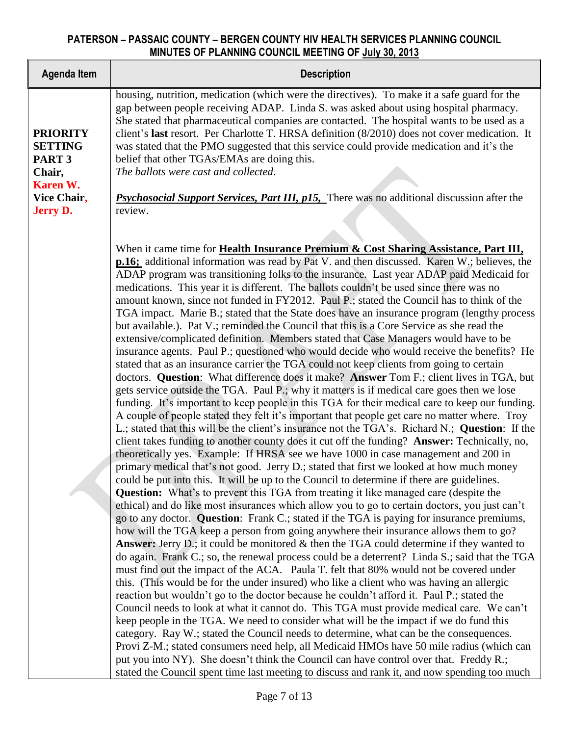**PATERSON – PASSAIC COUNTY – BERGEN COUNTY HIV HEALTH SERVICES PLANNING COUNCIL**
**MINUTES OF PLANNING COUNCIL MEETING OF July 30, 2013**

| Agenda Item | Description |
|---|---|
| **PRIORITY SETTING PART 3** Chair, **Karen W.** Vice Chair, **Jerry D.** | housing, nutrition, medication (which were the directives). To make it a safe guard for the gap between people receiving ADAP. Linda S. was asked about using hospital pharmacy. She stated that pharmaceutical companies are contacted. The hospital wants to be used as a client's **last** resort. Per Charlotte T. HRSA definition (8/2010) does not cover medication. It was stated that the PMO suggested that this service could provide medication and it's the belief that other TGAs/EMAs are doing this. *The ballots were cast and collected.* <br><br> ***Psychosocial Support Services, Part III, p15,*** There was no additional discussion after the review. <br><br> When it came time for **Health Insurance Premium & Cost Sharing Assistance, Part III, p.16;** additional information was read by Pat V. and then discussed. Karen W.; believes, the ADAP program was transitioning folks to the insurance. Last year ADAP paid Medicaid for medications. This year it is different. The ballots couldn't be used since there was no amount known, since not funded in FY2012. Paul P.; stated the Council has to think of the TGA impact. Marie B.; stated that the State does have an insurance program (lengthy process but available.). Pat V.; reminded the Council that this is a Core Service as she read the extensive/complicated definition. Members stated that Case Managers would have to be insurance agents. Paul P.; questioned who would decide who would receive the benefits? He stated that as an insurance carrier the TGA could not keep clients from going to certain doctors. **Question**: What difference does it make? **Answer** Tom F.; client lives in TGA, but gets service outside the TGA. Paul P.; why it matters is if medical care goes then we lose funding. It's important to keep people in this TGA for their medical care to keep our funding. A couple of people stated they felt it's important that people get care no matter where. Troy L.; stated that this will be the client's insurance not the TGA's. Richard N.; **Question**: If the client takes funding to another county does it cut off the funding? **Answer:** Technically, no, theoretically yes. Example: If HRSA see we have 1000 in case management and 200 in primary medical that's not good. Jerry D.; stated that first we looked at how much money could be put into this. It will be up to the Council to determine if there are guidelines. **Question:** What's to prevent this TGA from treating it like managed care (despite the ethical) and do like most insurances which allow you to go to certain doctors, you just can't go to any doctor. **Question**: Frank C.; stated if the TGA is paying for insurance premiums, how will the TGA keep a person from going anywhere their insurance allows them to go? **Answer:** Jerry D.; it could be monitored & then the TGA could determine if they wanted to do again. Frank C.; so, the renewal process could be a deterrent? Linda S.; said that the TGA must find out the impact of the ACA. Paula T. felt that 80% would not be covered under this. (This would be for the under insured) who like a client who was having an allergic reaction but wouldn't go to the doctor because he couldn't afford it. Paul P.; stated the Council needs to look at what it cannot do. This TGA must provide medical care. We can't keep people in the TGA. We need to consider what will be the impact if we do fund this category. Ray W.; stated the Council needs to determine, what can be the consequences. Provi Z-M.; stated consumers need help, all Medicaid HMOs have 50 mile radius (which can put you into NY). She doesn't think the Council can have control over that. Freddy R.; stated the Council spent time last meeting to discuss and rank it, and now spending too much |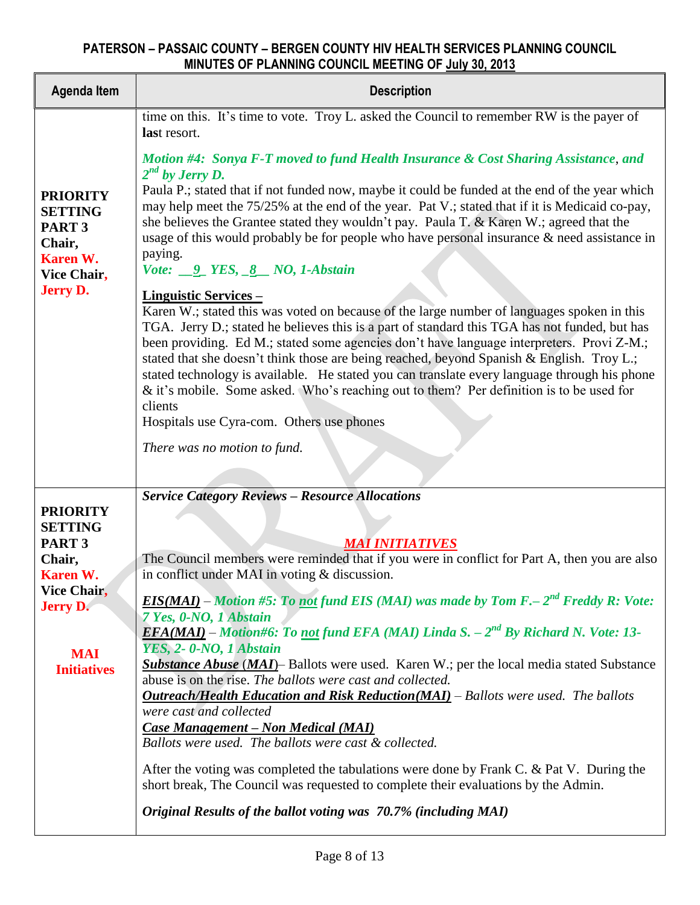**PATERSON – PASSAIC COUNTY – BERGEN COUNTY HIV HEALTH SERVICES PLANNING COUNCIL**
**MINUTES OF PLANNING COUNCIL MEETING OF July 30, 2013**

| Agenda Item | Description |
|---|---|
| **PRIORITY SETTING PART 3** Chair, **Karen W.** Vice Chair, **Jerry D.** | time on this. It's time to vote. Troy L. asked the Council to remember RW is the payer of **las**t resort.<br><br>***Motion #4: Sonya F-T moved to fund Health Insurance & Cost Sharing Assistance, and 2nd by Jerry D.***<br>Paula P.; stated that if not funded now, maybe it could be funded at the end of the year which may help meet the 75/25% at the end of the year. Pat V.; stated that if it is Medicaid co-pay, she believes the Grantee stated they wouldn't pay. Paula T. & Karen W.; agreed that the usage of this would probably be for people who have personal insurance & need assistance in paying.<br>***Vote: __9_ YES, _8__ NO, 1-Abstain***<br><br>**Linguistic Services –**<br>Karen W.; stated this was voted on because of the large number of languages spoken in this TGA. Jerry D.; stated he believes this is a part of standard this TGA has not funded, but has been providing. Ed M.; stated some agencies don't have language interpreters. Provi Z-M.; stated that she doesn't think those are being reached, beyond Spanish & English. Troy L.; stated technology is available. He stated you can translate every language through his phone & it's mobile. Some asked. Who's reaching out to them? Per definition is to be used for clients<br>Hospitals use Cyra-com. Others use phones<br><br>*There was no motion to fund.* |
| **PRIORITY SETTING PART 3** Chair, **Karen W.** Vice Chair, **Jerry D.**<br><br>**MAI Initiatives** | ***Service Category Reviews – Resource Allocations***<br><br>***MAI INITIATIVES***<br>The Council members were reminded that if you were in conflict for Part A, then you are also in conflict under MAI in voting & discussion.<br><br>***EIS(MAI)*** – ***Motion #5: To not fund EIS (MAI) was made by Tom F.– 2nd Freddy R: Vote: 7 Yes, 0-NO, 1 Abstain***<br>***EFA(MAI)*** – ***Motion#6: To not fund EFA (MAI) Linda S. – 2nd By Richard N. Vote: 13-YES, 2- 0-NO, 1 Abstain***<br>***Substance Abuse (MAI)***– Ballots were used. Karen W.; per the local media stated Substance abuse is on the rise. *The ballots were cast and collected.*<br>***Outreach/Health Education and Risk Reduction(MAI)*** – *Ballots were used. The ballots were cast and collected*<br>***Case Management – Non Medical (MAI)***<br>*Ballots were used. The ballots were cast & collected.*<br><br>After the voting was completed the tabulations were done by Frank C. & Pat V. During the short break, The Council was requested to complete their evaluations by the Admin.<br><br>***Original Results of the ballot voting was 70.7% (including MAI)*** |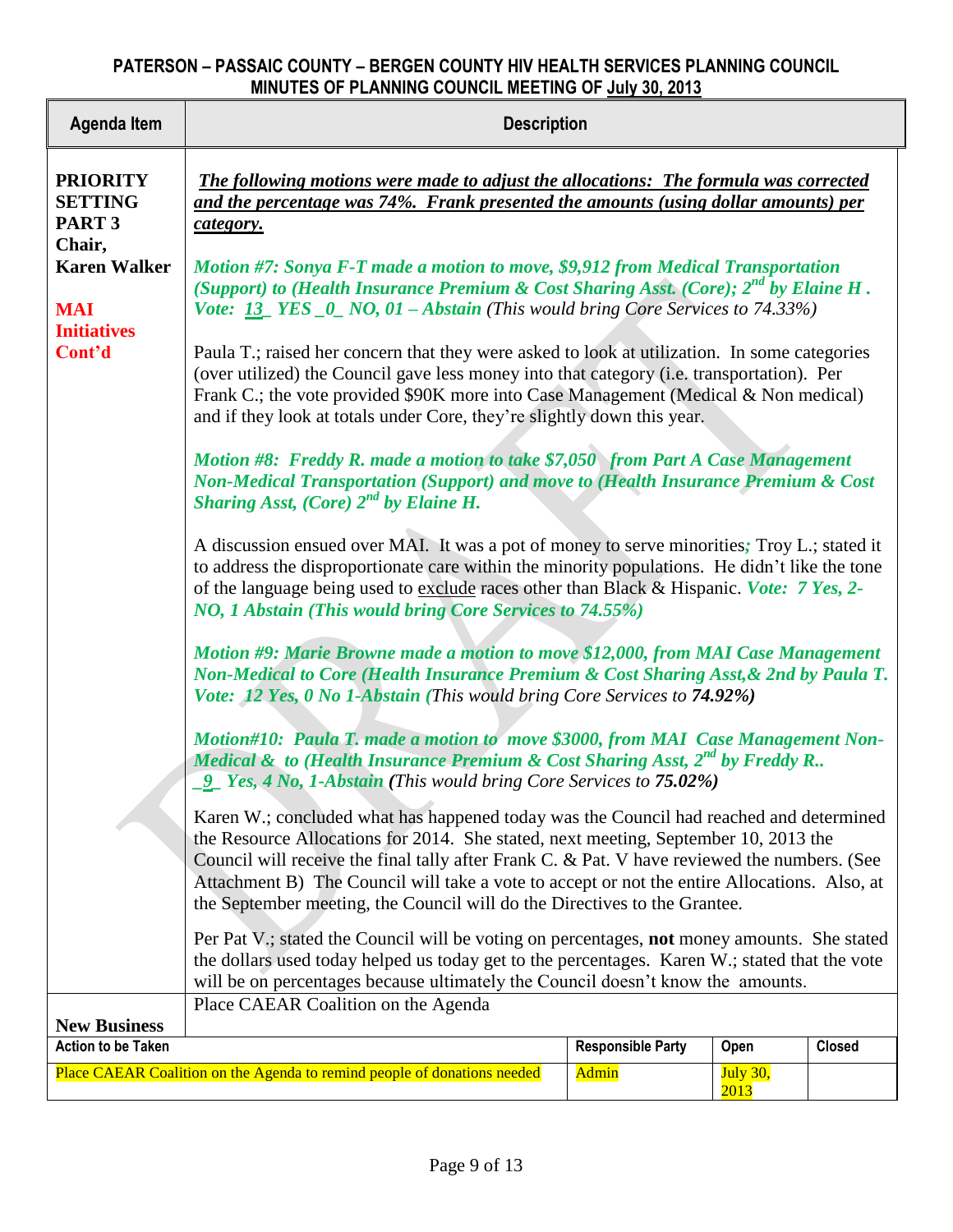**PATERSON – PASSAIC COUNTY – BERGEN COUNTY HIV HEALTH SERVICES PLANNING COUNCIL**
**MINUTES OF PLANNING COUNCIL MEETING OF July 30, 2013**

| Agenda Item | Description |
|---|---|
| **PRIORITY SETTING PART 3 Chair, Karen Walker** <br><br> **MAI Initiatives Cont'd** | ***The following motions were made to adjust the allocations: The formula was corrected and the percentage was 74%. Frank presented the amounts (using dollar amounts) per category.*** <br><br> ***Motion #7: Sonya F-T made a motion to move, $9,912 from Medical Transportation (Support) to (Health Insurance Premium & Cost Sharing Asst. (Core); 2nd by Elaine H . Vote: 13 YES _0_ NO, 01 – Abstain*** *(This would bring Core Services to 74.33%)* <br><br> Paula T.; raised her concern that they were asked to look at utilization. In some categories (over utilized) the Council gave less money into that category (i.e. transportation). Per Frank C.; the vote provided $90K more into Case Management (Medical & Non medical) and if they look at totals under Core, they're slightly down this year. <br><br> ***Motion #8: Freddy R. made a motion to take $7,050 from Part A Case Management Non-Medical Transportation (Support) and move to (Health Insurance Premium & Cost Sharing Asst, (Core) 2nd by Elaine H.*** <br><br> A discussion ensued over MAI. It was a pot of money to serve minorities; Troy L.; stated it to address the disproportionate care within the minority populations. He didn't like the tone of the language being used to exclude races other than Black & Hispanic. ***Vote: 7 Yes, 2-NO, 1 Abstain (This would bring Core Services to 74.55%)*** <br><br> ***Motion #9: Marie Browne made a motion to move $12,000, from MAI Case Management Non-Medical to Core (Health Insurance Premium & Cost Sharing Asst,& 2nd by Paula T. Vote: 12 Yes, 0 No 1-Abstain*** *(This would bring Core Services to **74.92%**)* <br><br> ***Motion#10: Paula T. made a motion to move $3000, from MAI Case Management Non-Medical & to (Health Insurance Premium & Cost Sharing Asst, 2nd by Freddy R.. _9_ Yes, 4 No, 1-Abstain*** *(This would bring Core Services to **75.02%**)* <br><br> Karen W.; concluded what has happened today was the Council had reached and determined the Resource Allocations for 2014. She stated, next meeting, September 10, 2013 the Council will receive the final tally after Frank C. & Pat. V have reviewed the numbers. (See Attachment B) The Council will take a vote to accept or not the entire Allocations. Also, at the September meeting, the Council will do the Directives to the Grantee. <br><br> Per Pat V.; stated the Council will be voting on percentages, **not** money amounts. She stated the dollars used today helped us today get to the percentages. Karen W.; stated that the vote will be on percentages because ultimately the Council doesn't know the amounts. |
| **New Business** | Place CAEAR Coalition on the Agenda |

| Action to be Taken | Responsible Party | Open | Closed |
|---|---|---|---|
| Place CAEAR Coalition on the Agenda to remind people of donations needed | Admin | July 30, 2013 | |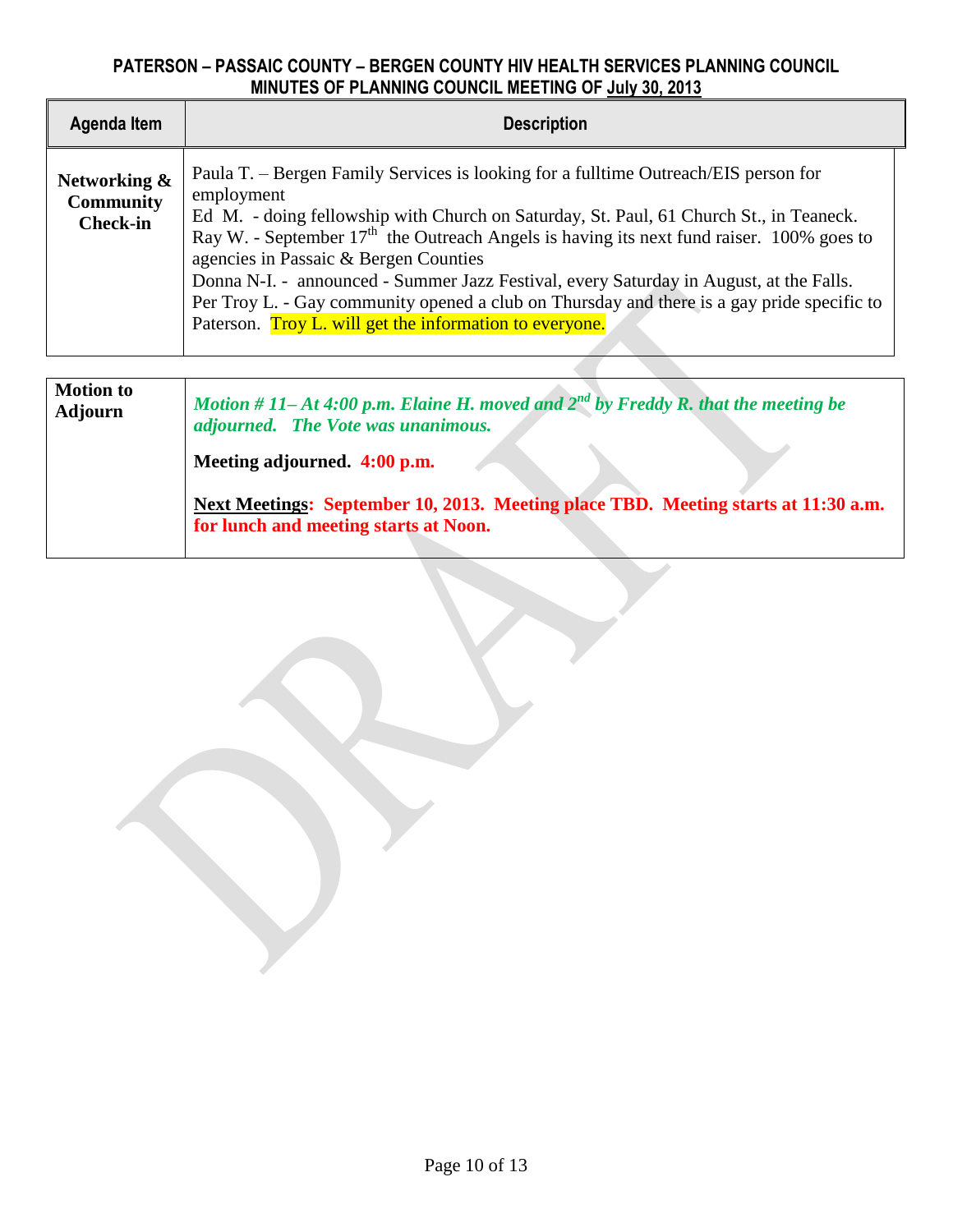**PATERSON – PASSAIC COUNTY – BERGEN COUNTY HIV HEALTH SERVICES PLANNING COUNCIL**
**MINUTES OF PLANNING COUNCIL MEETING OF July 30, 2013**

| Agenda Item | Description |
|---|---|
| **Networking & Community Check-in** | Paula T. – Bergen Family Services is looking for a fulltime Outreach/EIS person for employment<br>Ed M. - doing fellowship with Church on Saturday, St. Paul, 61 Church St., in Teaneck.<br>Ray W. - September 17th the Outreach Angels is having its next fund raiser. 100% goes to agencies in Passaic & Bergen Counties<br>Donna N-I. - announced - Summer Jazz Festival, every Saturday in August, at the Falls.<br>Per Troy L. - Gay community opened a club on Thursday and there is a gay pride specific to Paterson. Troy L. will get the information to everyone. |

| | |
|---|---|
| **Motion to Adjourn** | ***Motion # 11– At 4:00 p.m. Elaine H. moved and 2nd by Freddy R. that the meeting be adjourned. The Vote was unanimous.***<br><br>**Meeting adjourned. 4:00 p.m.**<br><br>**Next Meetings: September 10, 2013. Meeting place TBD. Meeting starts at 11:30 a.m. for lunch and meeting starts at Noon.** |

DRAFT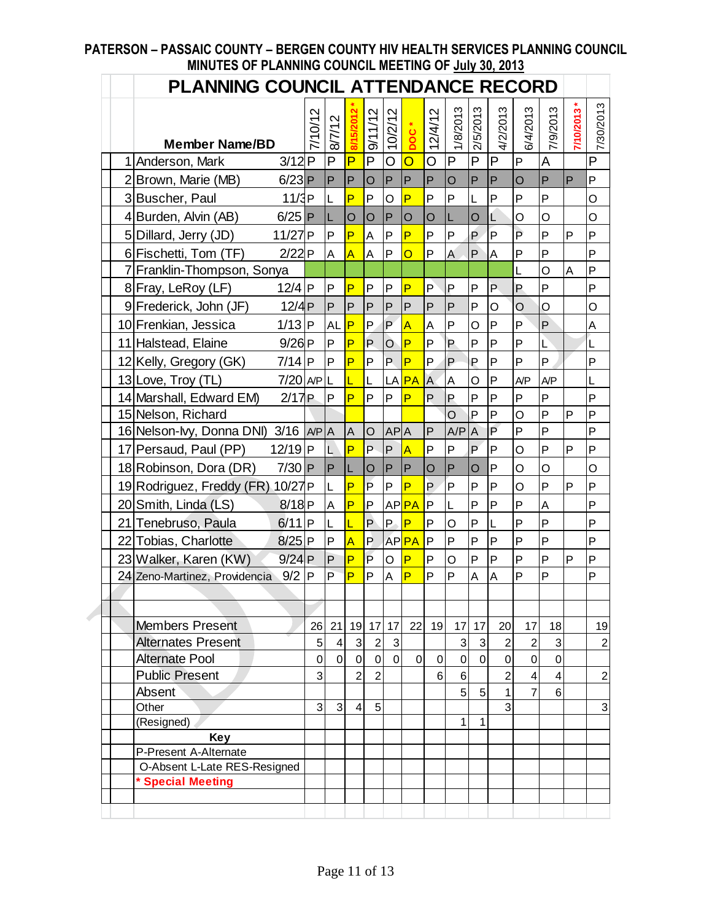**PATERSON – PASSAIC COUNTY – BERGEN COUNTY HIV HEALTH SERVICES PLANNING COUNCIL**
**MINUTES OF PLANNING COUNCIL MEETING OF July 30, 2013**

## PLANNING COUNCIL ATTENDANCE RECORD

| | Member Name/BD | | 7/10/12 | 8/7/12 | 8/15/2012 * | 9/11/12 | 10/2/12 | DOC * | 12/4/12 | 1/8/2013 | 2/5/2013 | 4/2/2013 | 6/4/2013 | 7/9/2013 | 7/10/2013 * | 7/30/2013 |
|---|---|---|---|---|---|---|---|---|---|---|---|---|---|---|---|---|
| 1 | Anderson, Mark | 3/12 | P | P | P | P | O | O | O | P | P | P | P | A | | P |
| 2 | Brown, Marie (MB) | 6/23 | P | P | P | O | P | P | P | O | P | P | O | P | P | P |
| 3 | Buscher, Paul | 11/3 | P | L | P | P | O | P | P | P | L | P | P | P | | O |
| 4 | Burden, Alvin (AB) | 6/25 | P | L | O | O | P | O | O | L | O | L | O | O | | O |
| 5 | Dillard, Jerry (JD) | 11/27 | P | P | P | A | P | P | P | P | P | P | P | P | P | P |
| 6 | Fischetti, Tom (TF) | 2/22 | P | A | A | A | P | O | P | A | P | A | P | P | | P |
| 7 | Franklin-Thompson, Sonya | | | | | | | | | | | | L | O | A | P |
| 8 | Fray, LeRoy (LF) | 12/4 | P | P | P | P | P | P | P | P | P | P | P | P | | P |
| 9 | Frederick, John (JF) | 12/4 | P | P | P | P | P | P | P | P | P | O | O | O | | O |
| 10 | Frenkian, Jessica | 1/13 | P | AL | P | P | P | A | A | P | O | P | P | P | | A |
| 11 | Halstead, Elaine | 9/26 | P | P | P | P | O | P | P | P | P | P | P | L | | L |
| 12 | Kelly, Gregory (GK) | 7/14 | P | P | P | P | P | P | P | P | P | P | P | P | | P |
| 13 | Love, Troy (TL) | 7/20 | A/P | L | L | L | LA | PA | A | A | O | P | A/P | A/P | | L |
| 14 | Marshall, Edward EM) | 2/17 | P | P | P | P | P | P | P | P | P | P | P | P | | P |
| 15 | Nelson, Richard | | | | | | | | | O | P | P | O | P | P | P |
| 16 | Nelson-Ivy, Donna DNI) | 3/16 | A/P | A | A | O | AP | A | P | A/P | A | P | P | P | | P |
| 17 | Persaud, Paul (PP) | 12/19 | P | L | P | P | P | A | P | P | P | P | O | P | P | P |
| 18 | Robinson, Dora (DR) | 7/30 | P | P | L | O | P | P | O | P | O | P | O | O | | O |
| 19 | Rodriguez, Freddy (FR) | 10/27 | P | L | P | P | P | P | P | P | P | P | O | P | P | P |
| 20 | Smith, Linda (LS) | 8/18 | P | A | P | P | AP | PA | P | L | P | P | P | A | | P |
| 21 | Tenebruso, Paula | 6/11 | P | L | L | P | P | P | P | O | P | L | P | P | | P |
| 22 | Tobias, Charlotte | 8/25 | P | P | A | P | AP | PA | P | P | P | P | P | P | | P |
| 23 | Walker, Karen (KW) | 9/24 | P | P | P | P | O | P | P | O | P | P | P | P | P | P |
| 24 | Zeno-Martinez, Providencia | 9/2 | P | P | P | P | A | P | P | P | A | A | P | P | | P |
| | | | | | | | | | | | | | | | | |
| | Members Present | | 26 | 21 | 19 | 17 | 17 | 22 | 19 | 17 | 17 | 20 | 17 | 18 | | 19 |
| | Alternates Present | | 5 | 4 | 3 | 2 | 3 | | | 3 | 3 | 2 | 2 | 3 | | 2 |
| | Alternate Pool | | 0 | 0 | 0 | 0 | 0 | 0 | 0 | 0 | 0 | 0 | 0 | 0 | | |
| | Public Present | | 3 | | 2 | 2 | | | 6 | 6 | | 2 | 4 | 4 | | 2 |
| | Absent | | | | | | | | | 5 | 5 | 1 | 7 | 6 | | |
| | Other | | 3 | 3 | 4 | 5 | | | | | | 3 | | | | 3 |
| | (Resigned) | | | | | | | | | 1 | 1 | | | | | |

**Key**

P-Present A-Alternate

O-Absent L-Late RES-Resigned

*** Special Meeting**

DRAFT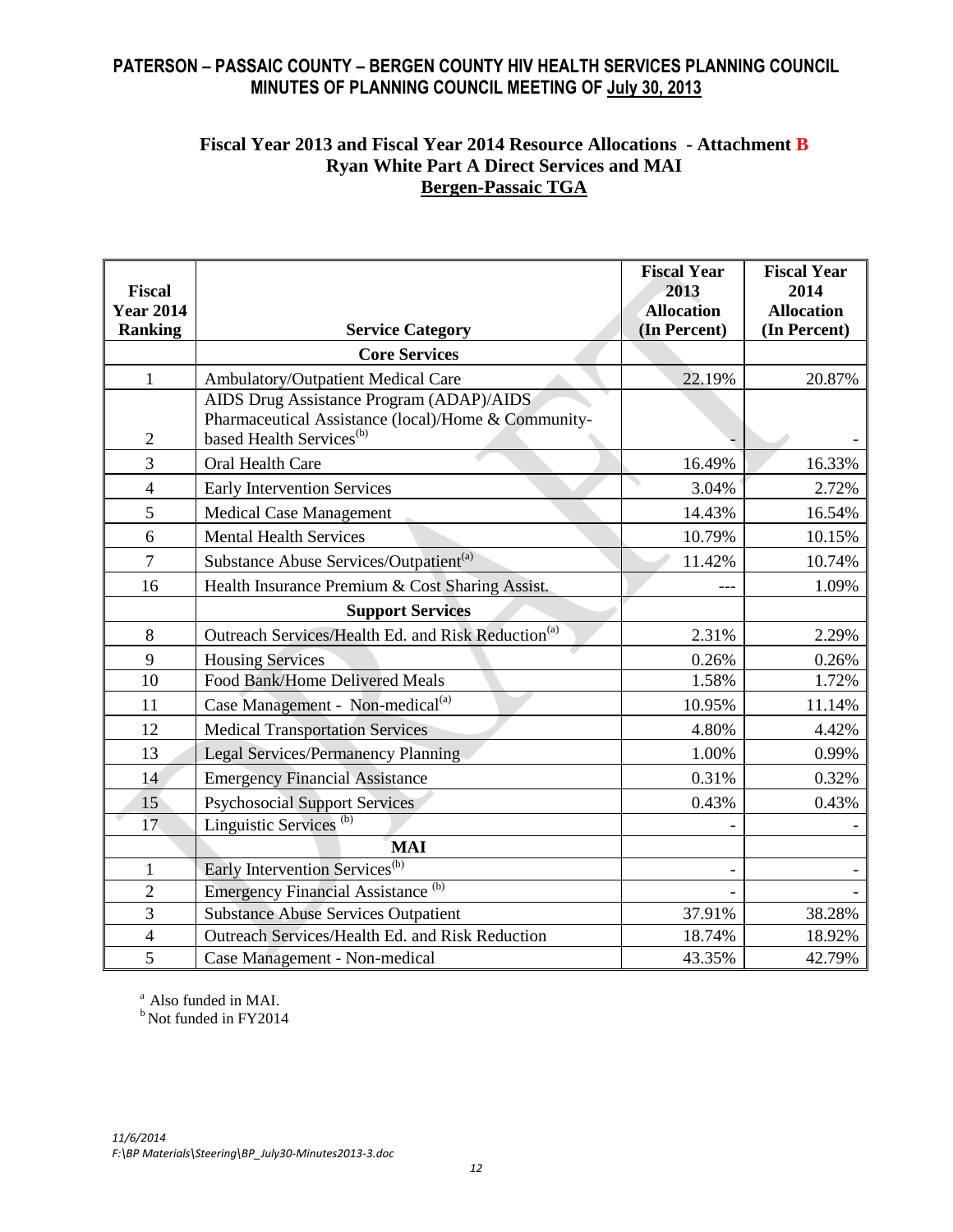## PATERSON – PASSAIC COUNTY – BERGEN COUNTY HIV HEALTH SERVICES PLANNING COUNCIL MINUTES OF PLANNING COUNCIL MEETING OF July 30, 2013

### Fiscal Year 2013 and Fiscal Year 2014 Resource Allocations - Attachment B
### Ryan White Part A Direct Services and MAI
### Bergen-Passaic TGA

| Fiscal Year 2014 Ranking | Service Category | Fiscal Year 2013 Allocation (In Percent) | Fiscal Year 2014 Allocation (In Percent) |
|---|---|---|---|
| | **Core Services** | | |
| 1 | Ambulatory/Outpatient Medical Care | 22.19% | 20.87% |
| 2 | AIDS Drug Assistance Program (ADAP)/AIDS Pharmaceutical Assistance (local)/Home & Community-based Health Services[(b)] | - | - |
| 3 | Oral Health Care | 16.49% | 16.33% |
| 4 | Early Intervention Services | 3.04% | 2.72% |
| 5 | Medical Case Management | 14.43% | 16.54% |
| 6 | Mental Health Services | 10.79% | 10.15% |
| 7 | Substance Abuse Services/Outpatient[(a)] | 11.42% | 10.74% |
| 16 | Health Insurance Premium & Cost Sharing Assist. | --- | 1.09% |
| | **Support Services** | | |
| 8 | Outreach Services/Health Ed. and Risk Reduction[(a)] | 2.31% | 2.29% |
| 9 | Housing Services | 0.26% | 0.26% |
| 10 | Food Bank/Home Delivered Meals | 1.58% | 1.72% |
| 11 | Case Management - Non-medical[(a)] | 10.95% | 11.14% |
| 12 | Medical Transportation Services | 4.80% | 4.42% |
| 13 | Legal Services/Permanency Planning | 1.00% | 0.99% |
| 14 | Emergency Financial Assistance | 0.31% | 0.32% |
| 15 | Psychosocial Support Services | 0.43% | 0.43% |
| 17 | Linguistic Services[(b)] | - | - |
| | **MAI** | | |
| 1 | Early Intervention Services[(b)] | - | - |
| 2 | Emergency Financial Assistance[(b)] | - | - |
| 3 | Substance Abuse Services Outpatient | 37.91% | 38.28% |
| 4 | Outreach Services/Health Ed. and Risk Reduction | 18.74% | 18.92% |
| 5 | Case Management - Non-medical | 43.35% | 42.79% |

[a] Also funded in MAI.
[b] Not funded in FY2014

*11/6/2014*
*F:\BP Materials\Steering\BP_July30-Minutes2013-3.doc*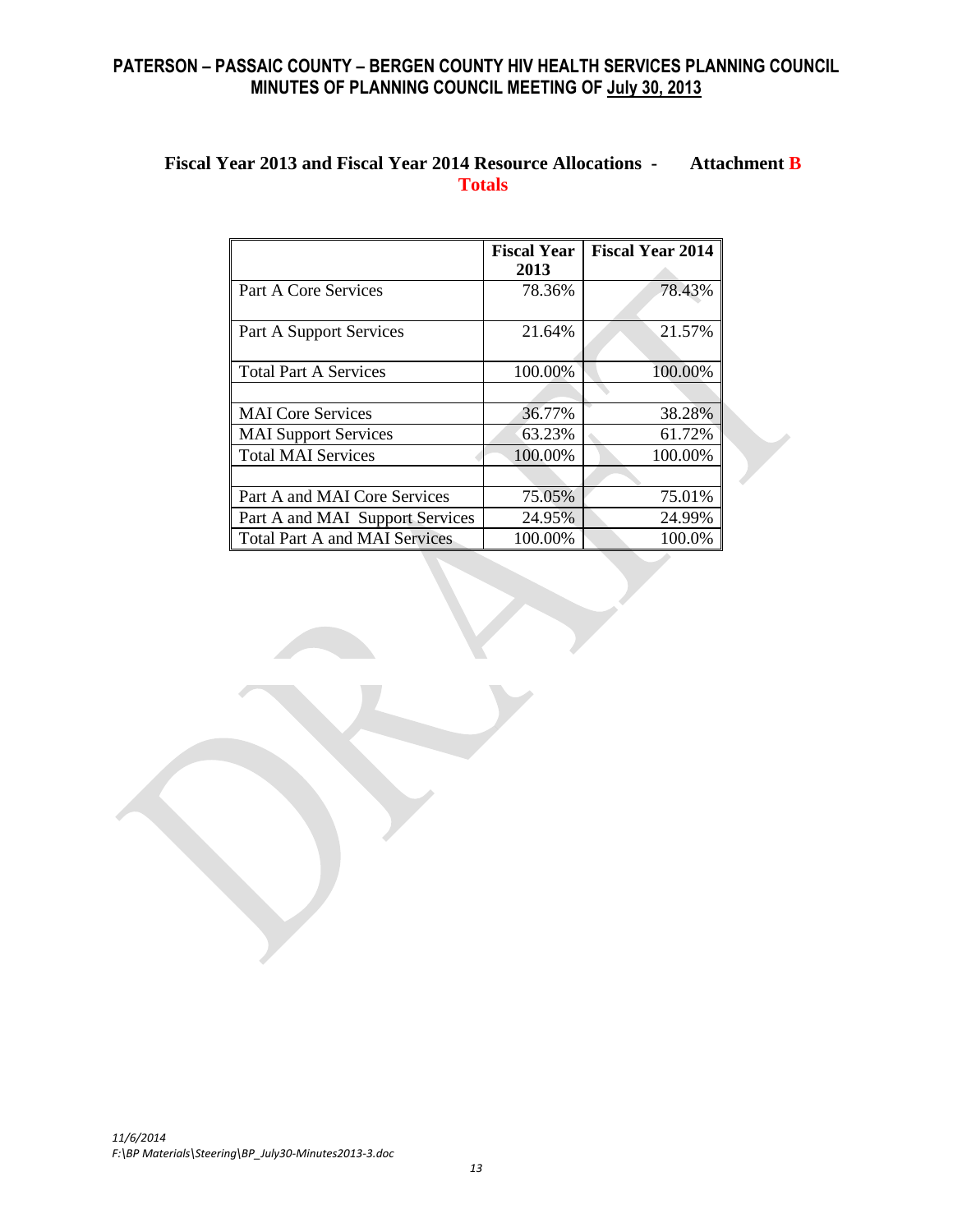## Fiscal Year 2013 and Fiscal Year 2014 Resource Allocations - Attachment B Totals

| | Fiscal Year 2013 | Fiscal Year 2014 |
|---|---|---|
| Part A Core Services | 78.36% | 78.43% |
| Part A Support Services | 21.64% | 21.57% |
| Total Part A Services | 100.00% | 100.00% |
| | | |
| MAI Core Services | 36.77% | 38.28% |
| MAI Support Services | 63.23% | 61.72% |
| Total MAI Services | 100.00% | 100.00% |
| | | |
| Part A and MAI Core Services | 75.05% | 75.01% |
| Part A and MAI Support Services | 24.95% | 24.99% |
| Total Part A and MAI Services | 100.00% | 100.0% |